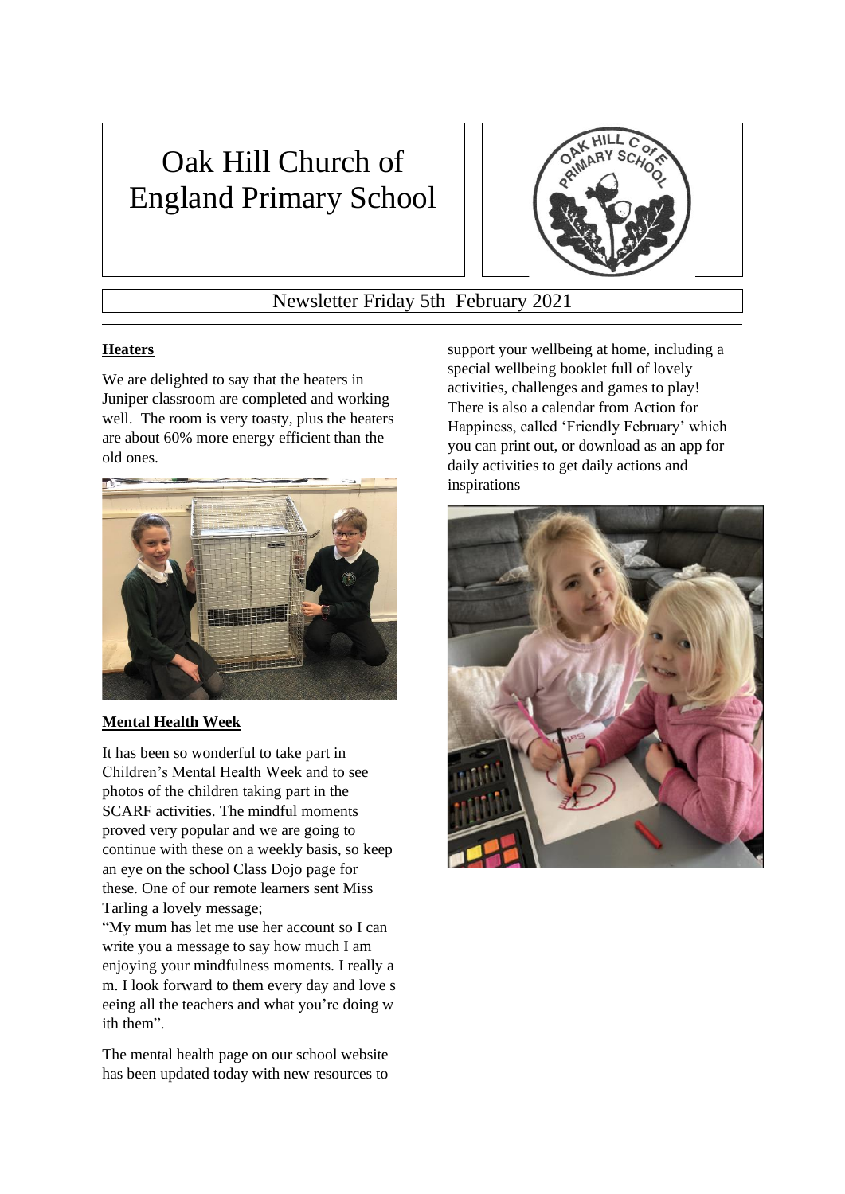# Oak Hill Church of England Primary School

Newsletter Friday 5th February 2021

## Heaters

We are delighted to say that the heaters in Juniper classroom are completed and working well. The room is very toasty, plus the heaters are about 60% more energy efficient than the old ones.

## Mental Health Week

It has been so wonderful to take part in Children's Mental Health Week and to see photos of the children taking part in the SCARF activities. The mindful moments proved very popular and we are going to continue with these on a weekly basis, so keep an eye on the school Class Dojo page for these. One of our remote learners sent Miss Tarling a lovely message;

"My mum has let me use her account so I can write you a message to say how much I am enjoying your mindfulness moments. I really a m. I look forward to them every day and love s eeing all the teachers and what you're doing w ith them".

The mental health page on our school website has been updated today with new resources to support your wellbeing at home, including a special wellbeing booklet full of lovely activities, challenges and games to play! There is also a calendar from Action for Happiness, called 'Friendly February' which you can print out, or download as an app for daily activities to get daily actions and inspirations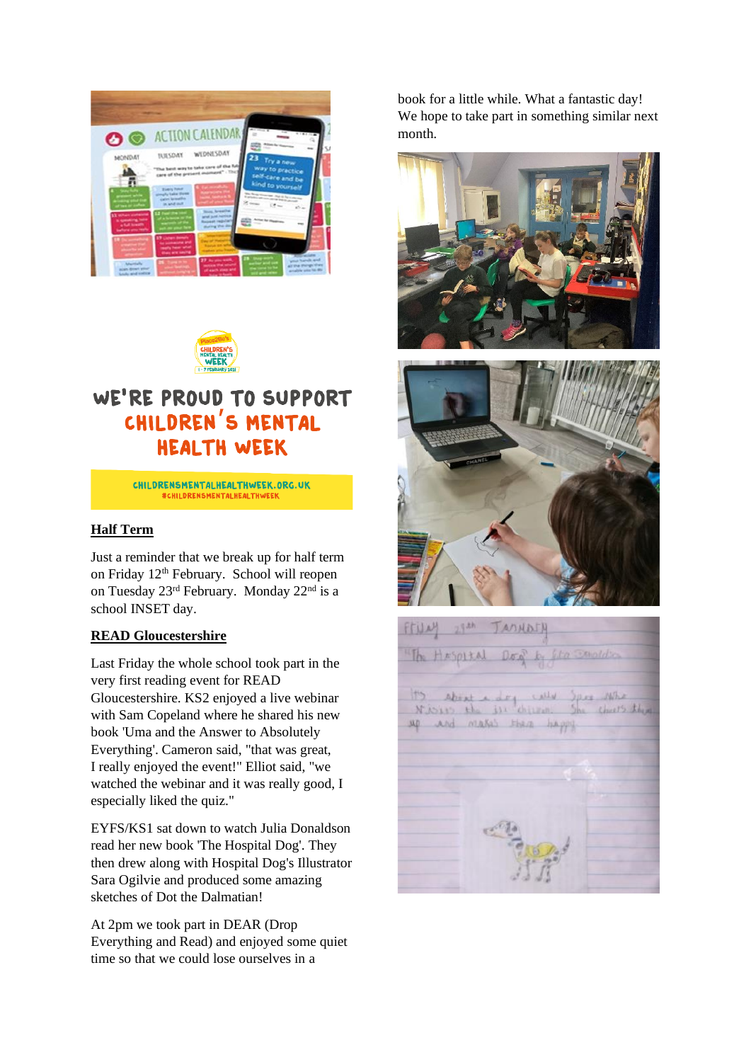WE'RE PROUD TO SUPPORT CHILDREN'S MENTAL HEALTH WEEK

CHILDRENSMENTALHEALTHWEEK.ORG.UK
#CHILDRENSMENTALHEALTHWEEK

## Half Term

Just a reminder that we break up for half term on Friday 12th February. School will reopen on Tuesday 23rd February. Monday 22nd is a school INSET day.

## READ Gloucestershire

Last Friday the whole school took part in the very first reading event for READ Gloucestershire. KS2 enjoyed a live webinar with Sam Copeland where he shared his new book 'Uma and the Answer to Absolutely Everything'. Cameron said, "that was great, I really enjoyed the event!" Elliot said, "we watched the webinar and it was really good, I especially liked the quiz."

EYFS/KS1 sat down to watch Julia Donaldson read her new book 'The Hospital Dog'. They then drew along with Hospital Dog's Illustrator Sara Ogilvie and produced some amazing sketches of Dot the Dalmatian!

At 2pm we took part in DEAR (Drop Everything and Read) and enjoyed some quiet time so that we could lose ourselves in a book for a little while. What a fantastic day! We hope to take part in something similar next month.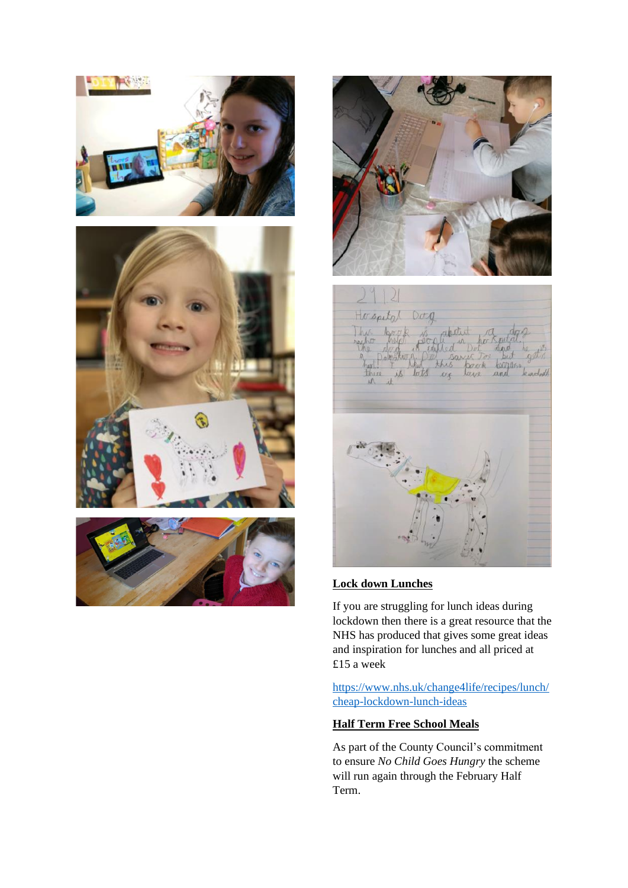## Lock down Lunches

If you are struggling for lunch ideas during lockdown then there is a great resource that the NHS has produced that gives some great ideas and inspiration for lunches and all priced at £15 a week

https://www.nhs.uk/change4life/recipes/lunch/cheap-lockdown-lunch-ideas

## Half Term Free School Meals

As part of the County Council's commitment to ensure *No Child Goes Hungry* the scheme will run again through the February Half Term.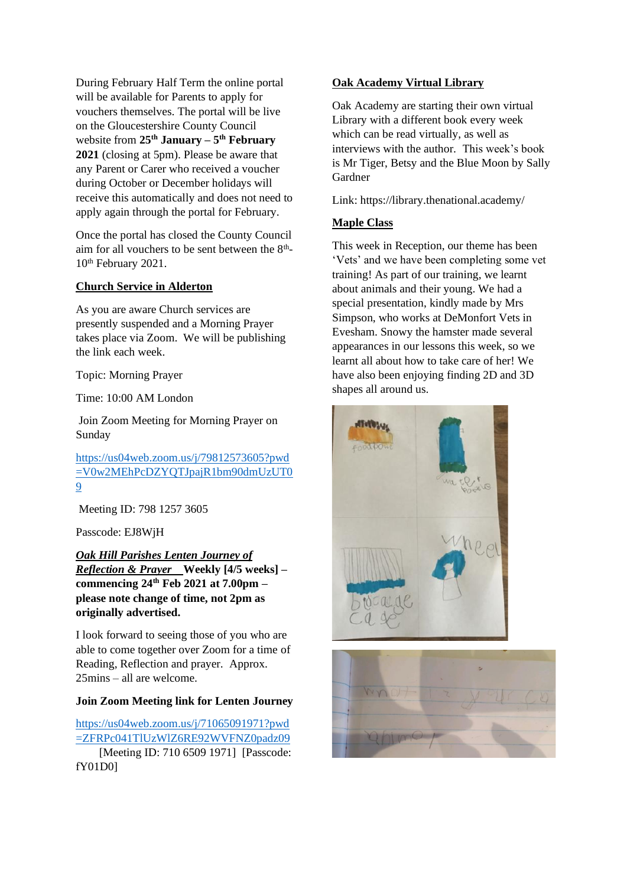During February Half Term the online portal will be available for Parents to apply for vouchers themselves. The portal will be live on the Gloucestershire County Council website from **25th January – 5th February 2021** (closing at 5pm). Please be aware that any Parent or Carer who received a voucher during October or December holidays will receive this automatically and does not need to apply again through the portal for February.

Once the portal has closed the County Council aim for all vouchers to be sent between the 8th-10th February 2021.

## Church Service in Alderton

As you are aware Church services are presently suspended and a Morning Prayer takes place via Zoom. We will be publishing the link each week.

Topic: Morning Prayer

Time: 10:00 AM London

Join Zoom Meeting for Morning Prayer on Sunday

https://us04web.zoom.us/j/79812573605?pwd=V0w2MEhPcDZYQTJpajR1bm90dmUzUT09

Meeting ID: 798 1257 3605

Passcode: EJ8WjH

***Oak Hill Parishes Lenten Journey of Reflection & Prayer*** **Weekly [4/5 weeks] – commencing 24th Feb 2021 at 7.00pm – please note change of time, not 2pm as originally advertised.**

I look forward to seeing those of you who are able to come together over Zoom for a time of Reading, Reflection and prayer. Approx. 25mins – all are welcome.

**Join Zoom Meeting link for Lenten Journey**

https://us04web.zoom.us/j/71065091971?pwd=ZFRPc041TlUzWlZ6RE92WVFNZ0padz09 [Meeting ID: 710 6509 1971] [Passcode: fY01D0]

## Oak Academy Virtual Library

Oak Academy are starting their own virtual Library with a different book every week which can be read virtually, as well as interviews with the author. This week's book is Mr Tiger, Betsy and the Blue Moon by Sally Gardner

Link: https://library.thenational.academy/

## Maple Class

This week in Reception, our theme has been 'Vets' and we have been completing some vet training! As part of our training, we learnt about animals and their young. We had a special presentation, kindly made by Mrs Simpson, who works at DeMonfort Vets in Evesham. Snowy the hamster made several appearances in our lessons this week, so we learnt all about how to take care of her! We have also been enjoying finding 2D and 3D shapes all around us.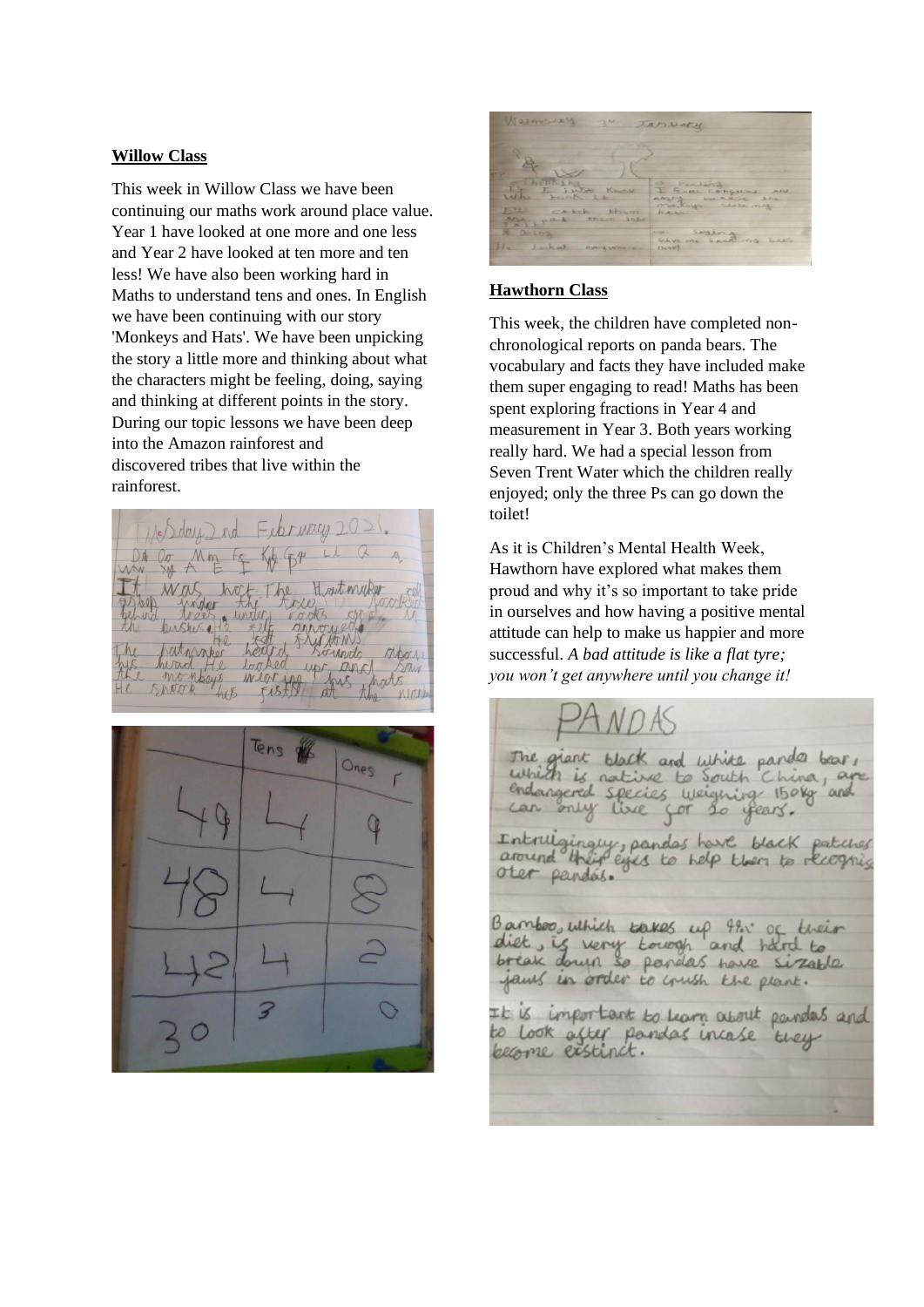## Willow Class

This week in Willow Class we have been continuing our maths work around place value. Year 1 have looked at one more and one less and Year 2 have looked at ten more and ten less! We have also been working hard in Maths to understand tens and ones. In English we have been continuing with our story 'Monkeys and Hats'. We have been unpicking the story a little more and thinking about what the characters might be feeling, doing, saying and thinking at different points in the story. During our topic lessons we have been deep into the Amazon rainforest and discovered tribes that live within the rainforest.

## Hawthorn Class

This week, the children have completed non-chronological reports on panda bears. The vocabulary and facts they have included make them super engaging to read! Maths has been spent exploring fractions in Year 4 and measurement in Year 3. Both years working really hard. We had a special lesson from Seven Trent Water which the children really enjoyed; only the three Ps can go down the toilet!

As it is Children's Mental Health Week, Hawthorn have explored what makes them proud and why it's so important to take pride in ourselves and how having a positive mental attitude can help to make us happier and more successful. *A bad attitude is like a flat tyre; you won't get anywhere until you change it!*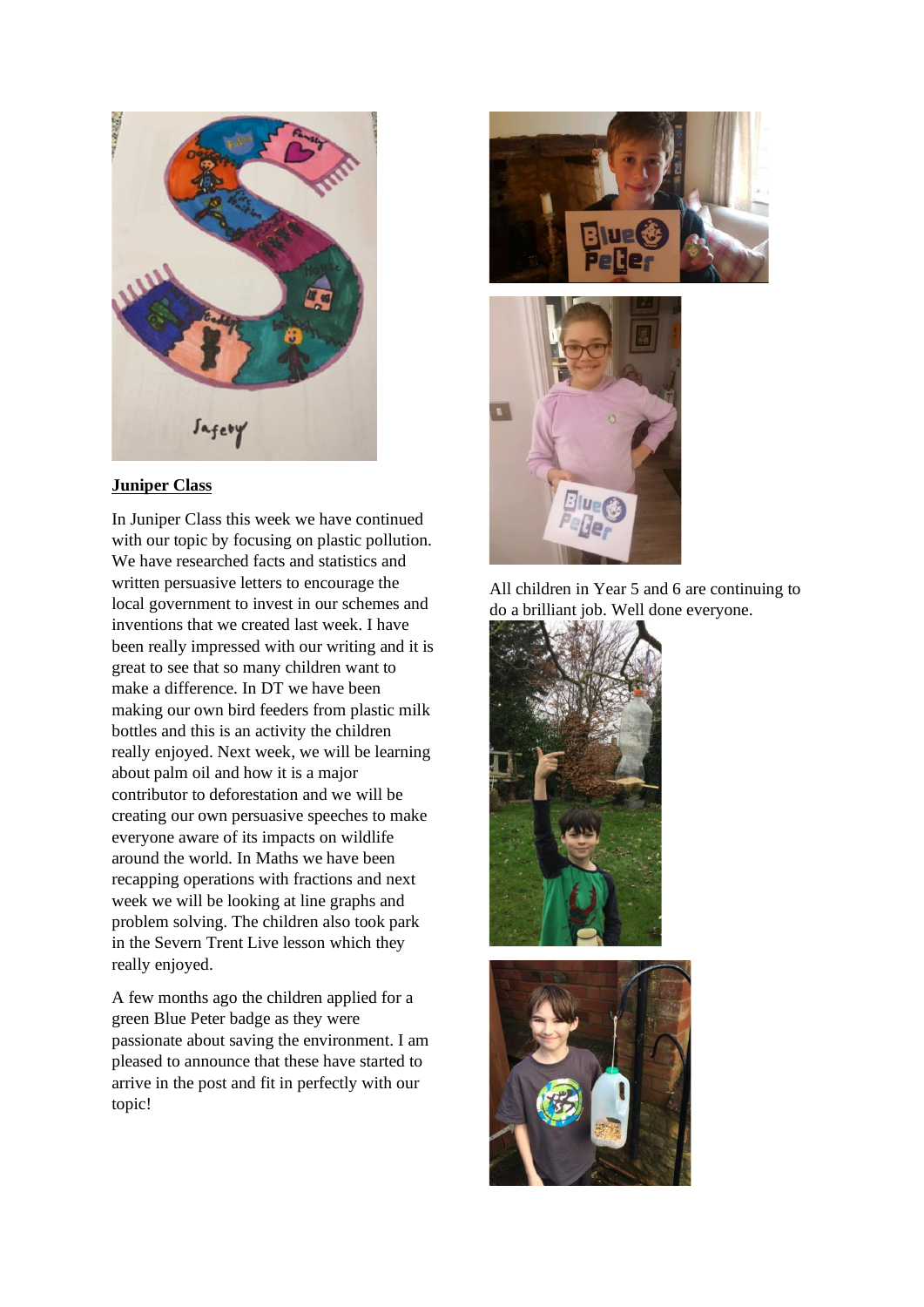## Juniper Class

In Juniper Class this week we have continued with our topic by focusing on plastic pollution. We have researched facts and statistics and written persuasive letters to encourage the local government to invest in our schemes and inventions that we created last week. I have been really impressed with our writing and it is great to see that so many children want to make a difference. In DT we have been making our own bird feeders from plastic milk bottles and this is an activity the children really enjoyed. Next week, we will be learning about palm oil and how it is a major contributor to deforestation and we will be creating our own persuasive speeches to make everyone aware of its impacts on wildlife around the world. In Maths we have been recapping operations with fractions and next week we will be looking at line graphs and problem solving. The children also took park in the Severn Trent Live lesson which they really enjoyed.

A few months ago the children applied for a green Blue Peter badge as they were passionate about saving the environment. I am pleased to announce that these have started to arrive in the post and fit in perfectly with our topic!

All children in Year 5 and 6 are continuing to do a brilliant job. Well done everyone.